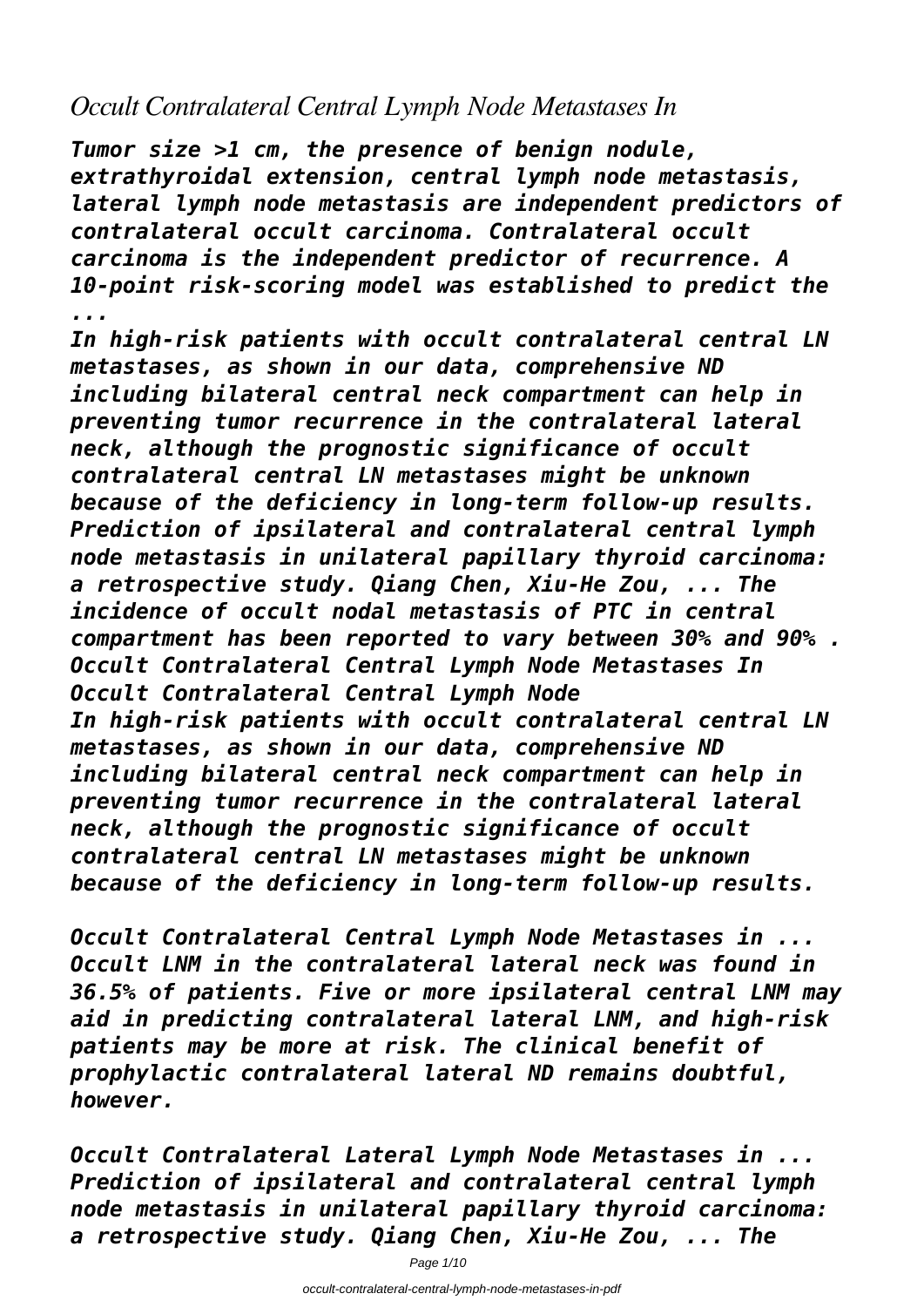# Occult Contralateral Central Lymph Node Metastases In

*Tumor size >1 cm, the presence of benign nodule, extrathyroidal extension, central lymph node metastasis, lateral lymph node metastasis are independent predictors of contralateral occult carcinoma. Contralateral occult carcinoma is the independent predictor of recurrence. A 10-point risk-scoring model was established to predict the ...*

*In high-risk patients with occult contralateral central LN metastases, as shown in our data, comprehensive ND including bilateral central neck compartment can help in preventing tumor recurrence in the contralateral lateral neck, although the prognostic significance of occult contralateral central LN metastases might be unknown because of the deficiency in long-term follow-up results.*

*Prediction of ipsilateral and contralateral central lymph node metastasis in unilateral papillary thyroid carcinoma: a retrospective study. Qiang Chen, Xiu-He Zou, ... The incidence of occult nodal metastasis of PTC in central compartment has been reported to vary between 30% and 90% .*

*Occult Contralateral Central Lymph Node Metastases In*

*Occult Contralateral Central Lymph Node*

*In high-risk patients with occult contralateral central LN metastases, as shown in our data, comprehensive ND including bilateral central neck compartment can help in preventing tumor recurrence in the contralateral lateral neck, although the prognostic significance of occult contralateral central LN metastases might be unknown because of the deficiency in long-term follow-up results.*

*Occult Contralateral Central Lymph Node Metastases in ...*

*Occult LNM in the contralateral lateral neck was found in 36.5% of patients. Five or more ipsilateral central LNM may aid in predicting contralateral lateral LNM, and high-risk patients may be more at risk. The clinical benefit of prophylactic contralateral lateral ND remains doubtful, however.*

*Occult Contralateral Lateral Lymph Node Metastases in ...*

*Prediction of ipsilateral and contralateral central lymph node metastasis in unilateral papillary thyroid carcinoma: a retrospective study. Qiang Chen, Xiu-He Zou, ... The*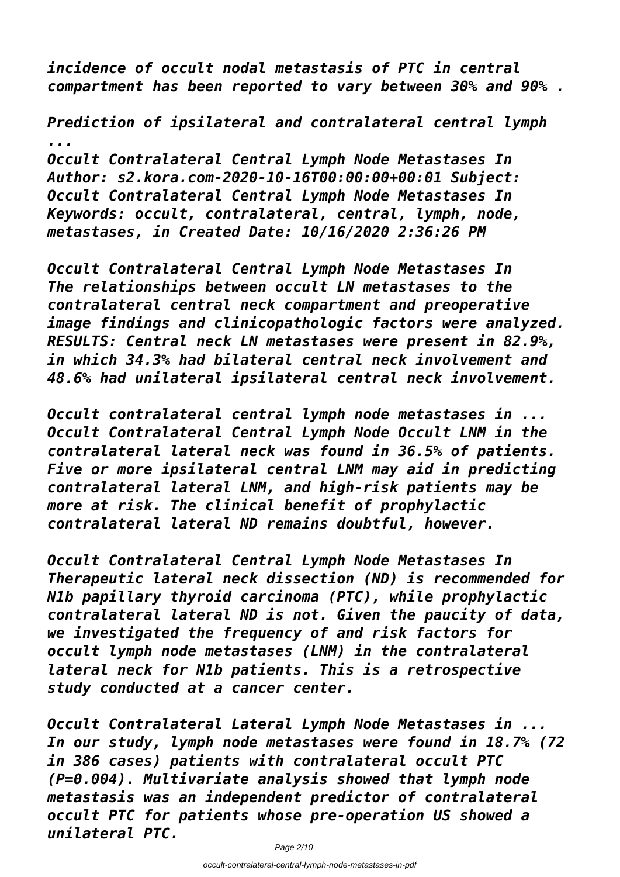*incidence of occult nodal metastasis of PTC in central compartment has been reported to vary between 30% and 90% .*

*Prediction of ipsilateral and contralateral central lymph ...*

*Occult Contralateral Central Lymph Node Metastases In Author: s2.kora.com-2020-10-16T00:00:00+00:01 Subject: Occult Contralateral Central Lymph Node Metastases In Keywords: occult, contralateral, central, lymph, node, metastases, in Created Date: 10/16/2020 2:36:26 PM*

*Occult Contralateral Central Lymph Node Metastases In The relationships between occult LN metastases to the contralateral central neck compartment and preoperative image findings and clinicopathologic factors were analyzed. RESULTS: Central neck LN metastases were present in 82.9%, in which 34.3% had bilateral central neck involvement and 48.6% had unilateral ipsilateral central neck involvement.*

*Occult contralateral central lymph node metastases in ... Occult Contralateral Central Lymph Node Occult LNM in the contralateral lateral neck was found in 36.5% of patients. Five or more ipsilateral central LNM may aid in predicting contralateral lateral LNM, and high-risk patients may be more at risk. The clinical benefit of prophylactic contralateral lateral ND remains doubtful, however.*

*Occult Contralateral Central Lymph Node Metastases In Therapeutic lateral neck dissection (ND) is recommended for N1b papillary thyroid carcinoma (PTC), while prophylactic contralateral lateral ND is not. Given the paucity of data, we investigated the frequency of and risk factors for occult lymph node metastases (LNM) in the contralateral lateral neck for N1b patients. This is a retrospective study conducted at a cancer center.*

*Occult Contralateral Lateral Lymph Node Metastases in ... In our study, lymph node metastases were found in 18.7% (72 in 386 cases) patients with contralateral occult PTC (P=0.004). Multivariate analysis showed that lymph node metastasis was an independent predictor of contralateral occult PTC for patients whose pre-operation US showed a unilateral PTC.*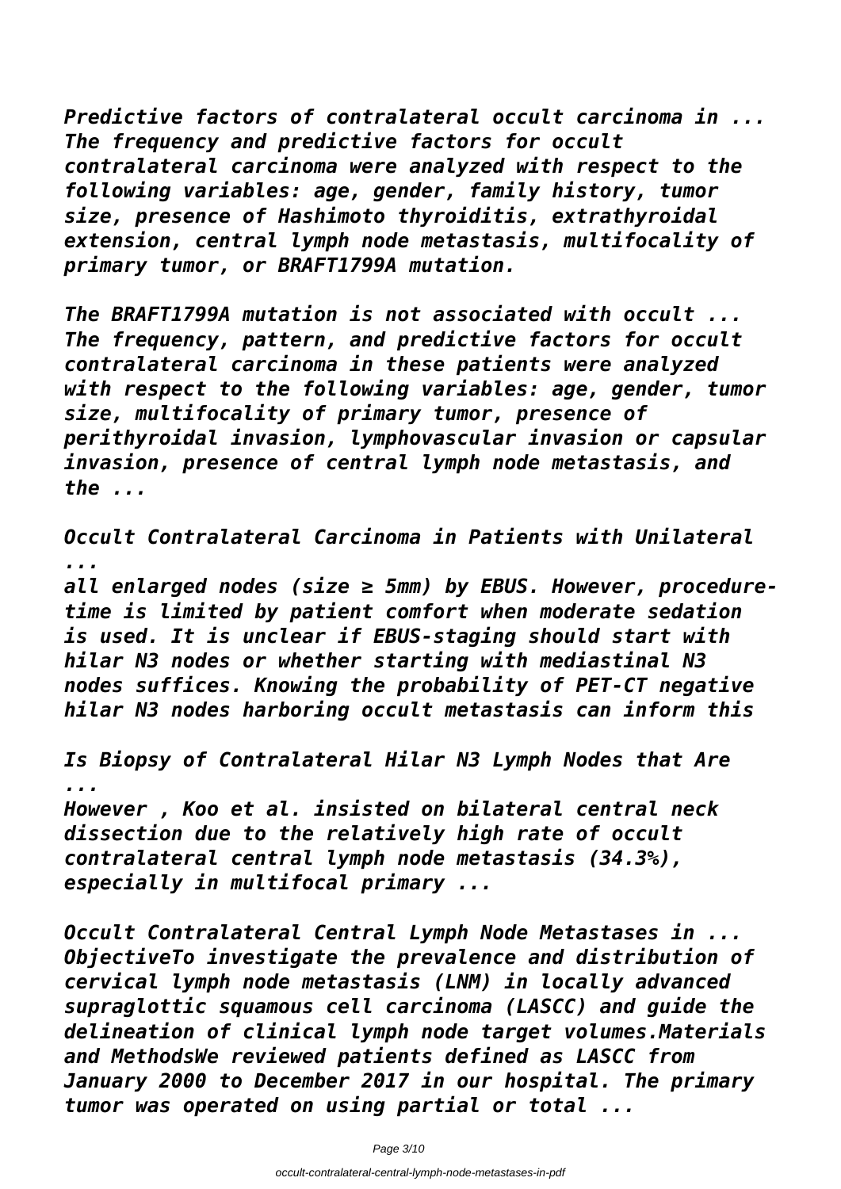*Predictive factors of contralateral occult carcinoma in ... The frequency and predictive factors for occult contralateral carcinoma were analyzed with respect to the following variables: age, gender, family history, tumor size, presence of Hashimoto thyroiditis, extrathyroidal extension, central lymph node metastasis, multifocality of primary tumor, or BRAFT1799A mutation.*

*The BRAFT1799A mutation is not associated with occult ... The frequency, pattern, and predictive factors for occult contralateral carcinoma in these patients were analyzed with respect to the following variables: age, gender, tumor size, multifocality of primary tumor, presence of perithyroidal invasion, lymphovascular invasion or capsular invasion, presence of central lymph node metastasis, and the ...*

*Occult Contralateral Carcinoma in Patients with Unilateral ...*
*all enlarged nodes (size ≥ 5mm) by EBUS. However, procedure-time is limited by patient comfort when moderate sedation is used. It is unclear if EBUS-staging should start with hilar N3 nodes or whether starting with mediastinal N3 nodes suffices. Knowing the probability of PET-CT negative hilar N3 nodes harboring occult metastasis can inform this*

*Is Biopsy of Contralateral Hilar N3 Lymph Nodes that Are ...*
*However , Koo et al. insisted on bilateral central neck dissection due to the relatively high rate of occult contralateral central lymph node metastasis (34.3%), especially in multifocal primary ...*

*Occult Contralateral Central Lymph Node Metastases in ... ObjectiveTo investigate the prevalence and distribution of cervical lymph node metastasis (LNM) in locally advanced supraglottic squamous cell carcinoma (LASCC) and guide the delineation of clinical lymph node target volumes.Materials and MethodsWe reviewed patients defined as LASCC from January 2000 to December 2017 in our hospital. The primary tumor was operated on using partial or total ...*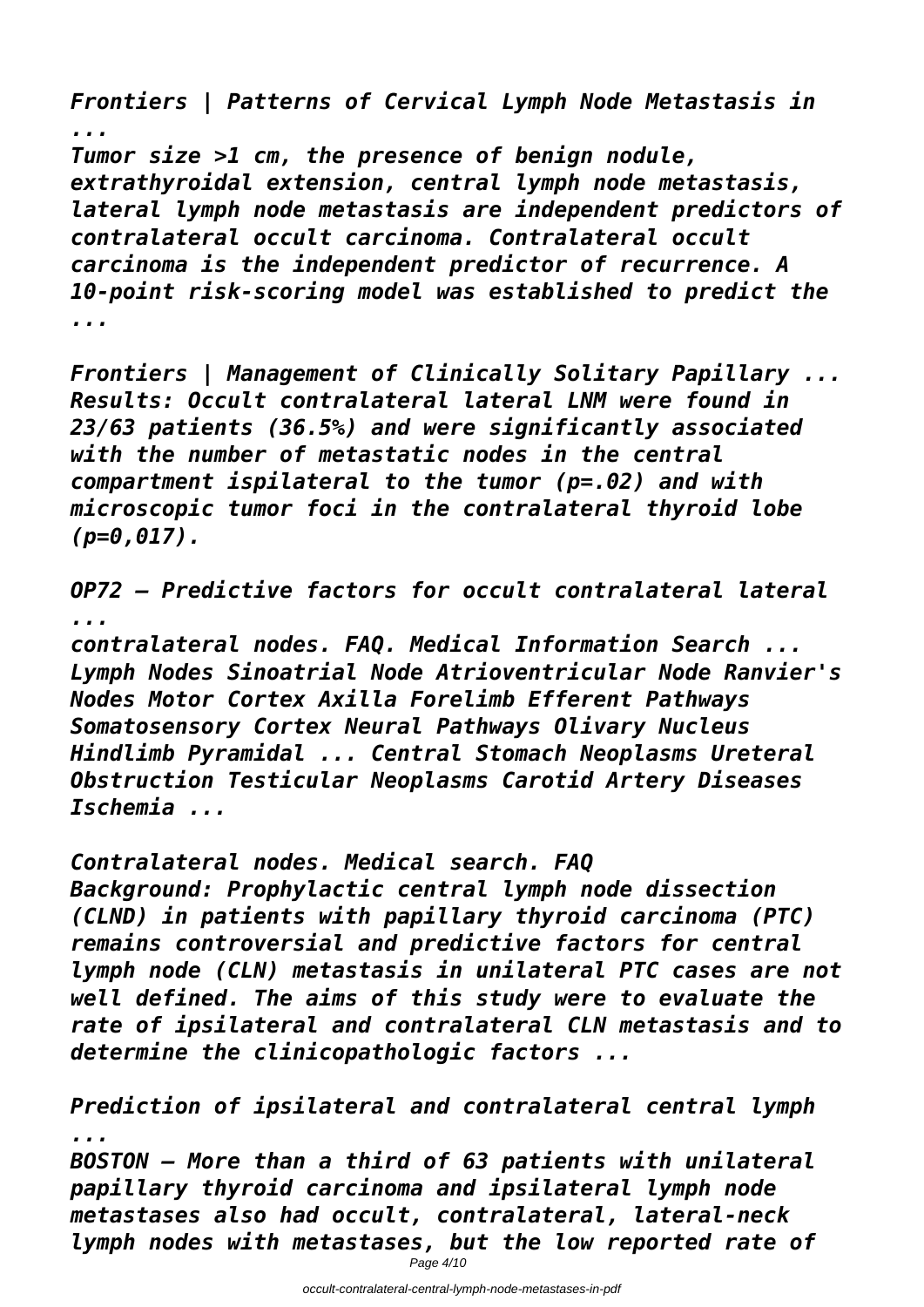*Frontiers | Patterns of Cervical Lymph Node Metastasis in ...*
*Tumor size >1 cm, the presence of benign nodule, extrathyroidal extension, central lymph node metastasis, lateral lymph node metastasis are independent predictors of contralateral occult carcinoma. Contralateral occult carcinoma is the independent predictor of recurrence. A 10-point risk-scoring model was established to predict the ...*

*Frontiers | Management of Clinically Solitary Papillary ...*
*Results: Occult contralateral lateral LNM were found in 23/63 patients (36.5%) and were significantly associated with the number of metastatic nodes in the central compartment ispilateral to the tumor (p=.02) and with microscopic tumor foci in the contralateral thyroid lobe (p=0,017).*

*OP72 – Predictive factors for occult contralateral lateral ...*
*contralateral nodes. FAQ. Medical Information Search ... Lymph Nodes Sinoatrial Node Atrioventricular Node Ranvier's Nodes Motor Cortex Axilla Forelimb Efferent Pathways Somatosensory Cortex Neural Pathways Olivary Nucleus Hindlimb Pyramidal ... Central Stomach Neoplasms Ureteral Obstruction Testicular Neoplasms Carotid Artery Diseases Ischemia ...*

*Contralateral nodes. Medical search. FAQ*
*Background: Prophylactic central lymph node dissection (CLND) in patients with papillary thyroid carcinoma (PTC) remains controversial and predictive factors for central lymph node (CLN) metastasis in unilateral PTC cases are not well defined. The aims of this study were to evaluate the rate of ipsilateral and contralateral CLN metastasis and to determine the clinicopathologic factors ...*

*Prediction of ipsilateral and contralateral central lymph ...*
*BOSTON – More than a third of 63 patients with unilateral papillary thyroid carcinoma and ipsilateral lymph node metastases also had occult, contralateral, lateral-neck lymph nodes with metastases, but the low reported rate of*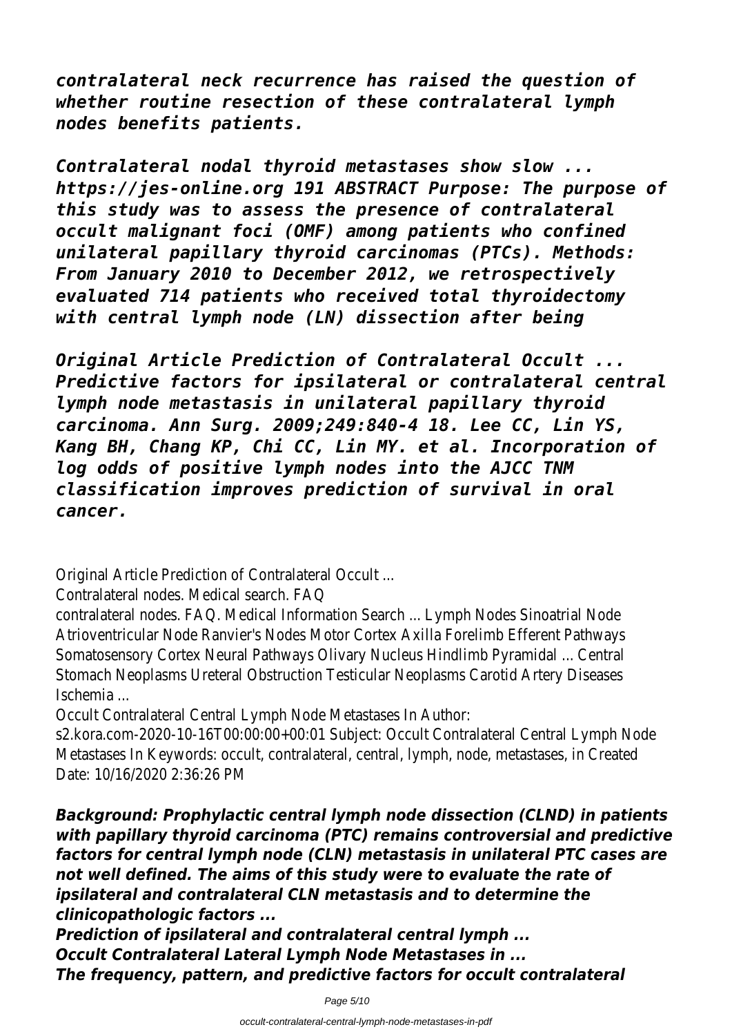*contralateral neck recurrence has raised the question of whether routine resection of these contralateral lymph nodes benefits patients.*

*Contralateral nodal thyroid metastases show slow ... https://jes-online.org 191 ABSTRACT Purpose: The purpose of this study was to assess the presence of contralateral occult malignant foci (OMF) among patients who confined unilateral papillary thyroid carcinomas (PTCs). Methods: From January 2010 to December 2012, we retrospectively evaluated 714 patients who received total thyroidectomy with central lymph node (LN) dissection after being*

*Original Article Prediction of Contralateral Occult ... Predictive factors for ipsilateral or contralateral central lymph node metastasis in unilateral papillary thyroid carcinoma. Ann Surg. 2009;249:840-4 18. Lee CC, Lin YS, Kang BH, Chang KP, Chi CC, Lin MY. et al. Incorporation of log odds of positive lymph nodes into the AJCC TNM classification improves prediction of survival in oral cancer.*

Original Article Prediction of Contralateral Occult ...

Contralateral nodes. Medical search. FAQ

contralateral nodes. FAQ. Medical Information Search ... Lymph Nodes Sinoatrial Node Atrioventricular Node Ranvier's Nodes Motor Cortex Axilla Forelimb Efferent Pathways Somatosensory Cortex Neural Pathways Olivary Nucleus Hindlimb Pyramidal ... Central Stomach Neoplasms Ureteral Obstruction Testicular Neoplasms Carotid Artery Diseases Ischemia ...

Occult Contralateral Central Lymph Node Metastases In Author: s2.kora.com-2020-10-16T00:00:00+00:01 Subject: Occult Contralateral Central Lymph Node Metastases In Keywords: occult, contralateral, central, lymph, node, metastases, in Created Date: 10/16/2020 2:36:26 PM

***Background: Prophylactic central lymph node dissection (CLND) in patients with papillary thyroid carcinoma (PTC) remains controversial and predictive factors for central lymph node (CLN) metastasis in unilateral PTC cases are not well defined. The aims of this study were to evaluate the rate of ipsilateral and contralateral CLN metastasis and to determine the clinicopathologic factors ...***

***Prediction of ipsilateral and contralateral central lymph ...***

***Occult Contralateral Lateral Lymph Node Metastases in ...***

***The frequency, pattern, and predictive factors for occult contralateral***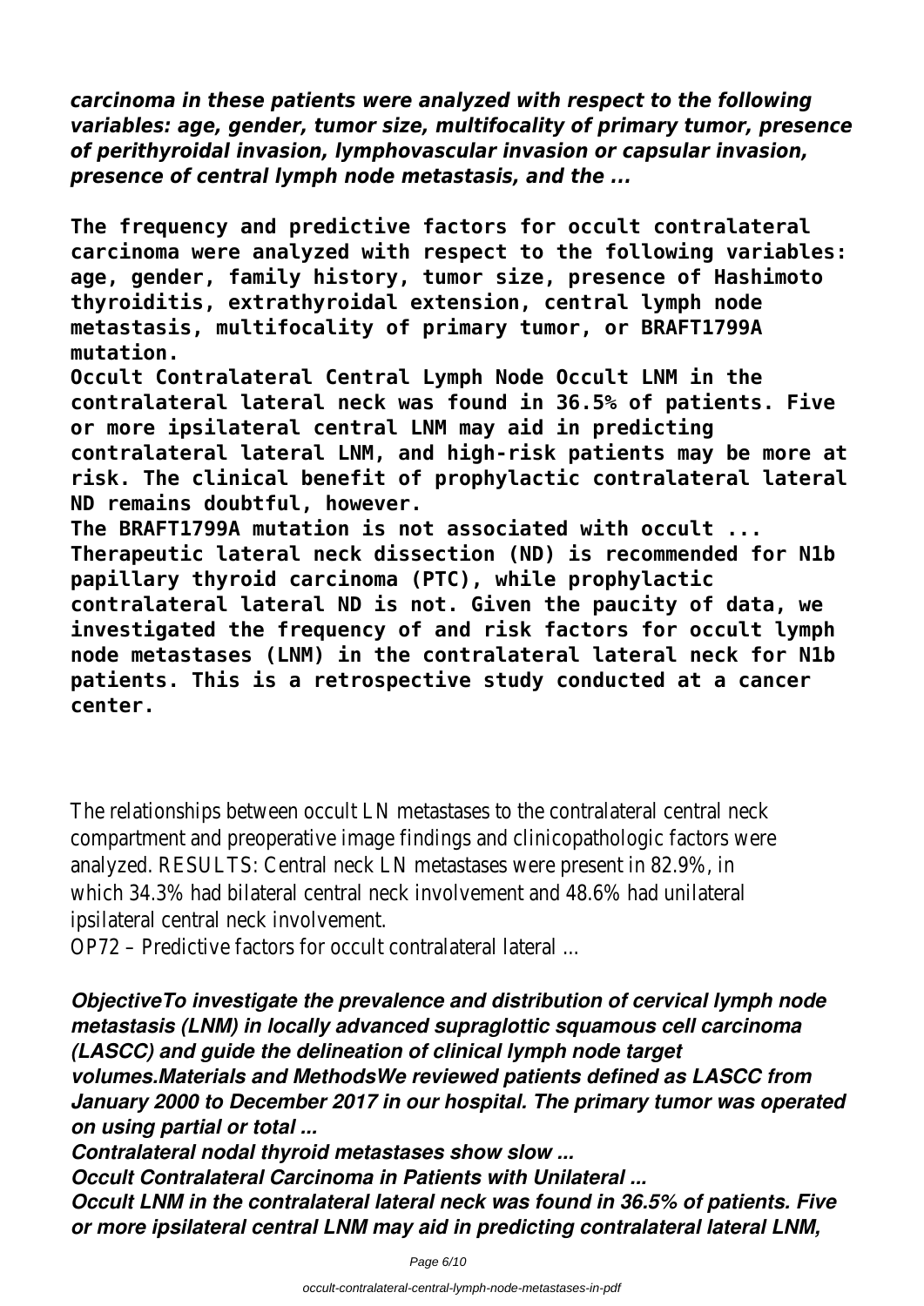***carcinoma in these patients were analyzed with respect to the following variables: age, gender, tumor size, multifocality of primary tumor, presence of perithyroidal invasion, lymphovascular invasion or capsular invasion, presence of central lymph node metastasis, and the ...***

**The frequency and predictive factors for occult contralateral carcinoma were analyzed with respect to the following variables: age, gender, family history, tumor size, presence of Hashimoto thyroiditis, extrathyroidal extension, central lymph node metastasis, multifocality of primary tumor, or BRAFT1799A mutation.**

**Occult Contralateral Central Lymph Node Occult LNM in the contralateral lateral neck was found in 36.5% of patients. Five or more ipsilateral central LNM may aid in predicting contralateral lateral LNM, and high-risk patients may be more at risk. The clinical benefit of prophylactic contralateral lateral ND remains doubtful, however.**

**The BRAFT1799A mutation is not associated with occult ...**

**Therapeutic lateral neck dissection (ND) is recommended for N1b papillary thyroid carcinoma (PTC), while prophylactic contralateral lateral ND is not. Given the paucity of data, we investigated the frequency of and risk factors for occult lymph node metastases (LNM) in the contralateral lateral neck for N1b patients. This is a retrospective study conducted at a cancer center.**

The relationships between occult LN metastases to the contralateral central neck compartment and preoperative image findings and clinicopathologic factors were analyzed. RESULTS: Central neck LN metastases were present in 82.9%, in which 34.3% had bilateral central neck involvement and 48.6% had unilateral ipsilateral central neck involvement.

OP72 – Predictive factors for occult contralateral lateral ...

***ObjectiveTo investigate the prevalence and distribution of cervical lymph node metastasis (LNM) in locally advanced supraglottic squamous cell carcinoma (LASCC) and guide the delineation of clinical lymph node target volumes.Materials and MethodsWe reviewed patients defined as LASCC from January 2000 to December 2017 in our hospital. The primary tumor was operated on using partial or total ...***

***Contralateral nodal thyroid metastases show slow ...***

***Occult Contralateral Carcinoma in Patients with Unilateral ...***

***Occult LNM in the contralateral lateral neck was found in 36.5% of patients. Five or more ipsilateral central LNM may aid in predicting contralateral lateral LNM,***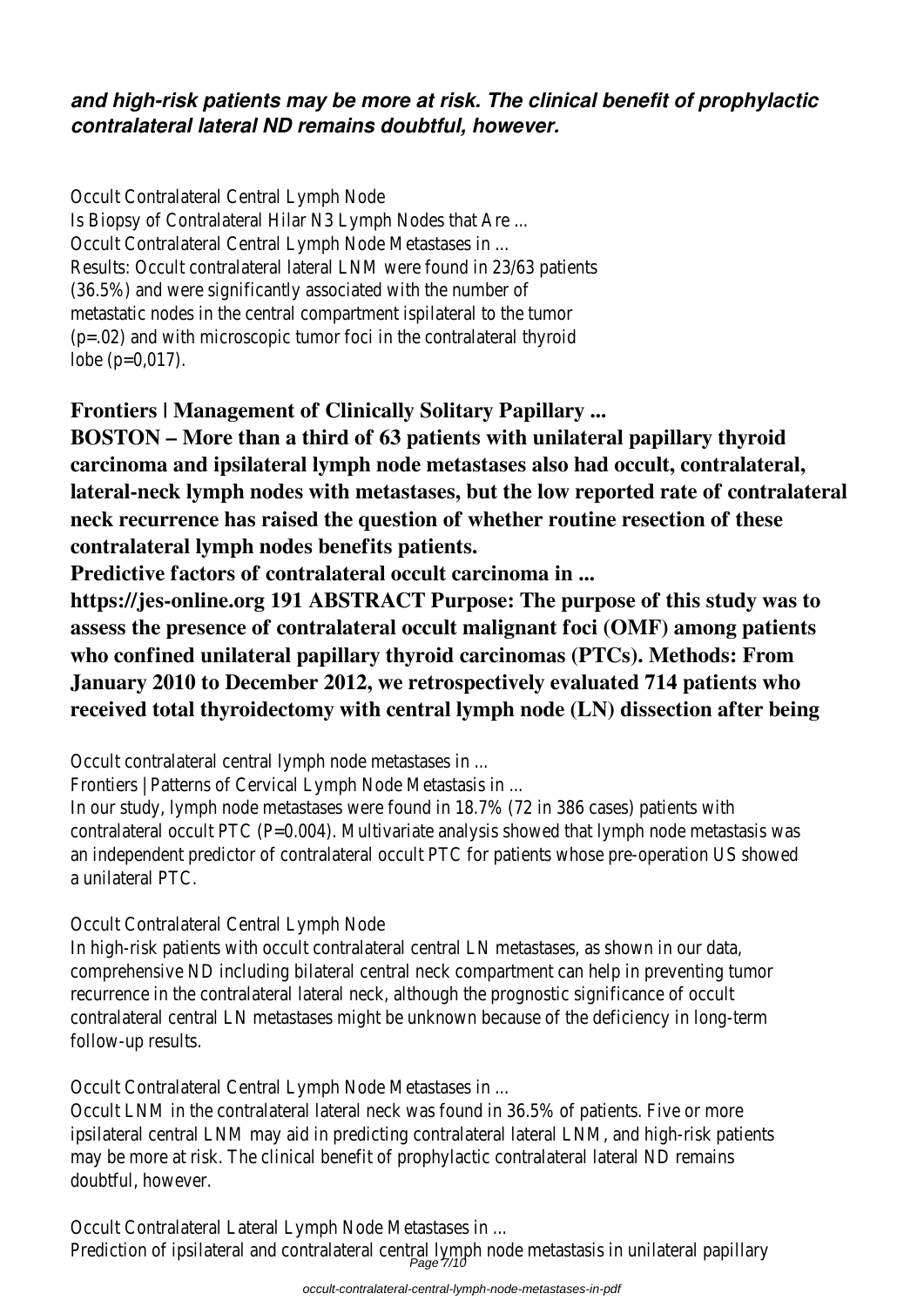***and high-risk patients may be more at risk. The clinical benefit of prophylactic contralateral lateral ND remains doubtful, however.***

Occult Contralateral Central Lymph Node
Is Biopsy of Contralateral Hilar N3 Lymph Nodes that Are ...
Occult Contralateral Central Lymph Node Metastases in ...
Results: Occult contralateral lateral LNM were found in 23/63 patients (36.5%) and were significantly associated with the number of metastatic nodes in the central compartment ipsilateral to the tumor (p=.02) and with microscopic tumor foci in the contralateral thyroid lobe (p=0,017).

**Frontiers | Management of Clinically Solitary Papillary ...**

**BOSTON – More than a third of 63 patients with unilateral papillary thyroid carcinoma and ipsilateral lymph node metastases also had occult, contralateral, lateral-neck lymph nodes with metastases, but the low reported rate of contralateral neck recurrence has raised the question of whether routine resection of these contralateral lymph nodes benefits patients.**

**Predictive factors of contralateral occult carcinoma in ...**

**https://jes-online.org 191 ABSTRACT Purpose: The purpose of this study was to assess the presence of contralateral occult malignant foci (OMF) among patients who confined unilateral papillary thyroid carcinomas (PTCs). Methods: From January 2010 to December 2012, we retrospectively evaluated 714 patients who received total thyroidectomy with central lymph node (LN) dissection after being**

Occult contralateral central lymph node metastases in ...

Frontiers | Patterns of Cervical Lymph Node Metastasis in ...

In our study, lymph node metastases were found in 18.7% (72 in 386 cases) patients with contralateral occult PTC (P=0.004). Multivariate analysis showed that lymph node metastasis was an independent predictor of contralateral occult PTC for patients whose pre-operation US showed a unilateral PTC.

Occult Contralateral Central Lymph Node

In high-risk patients with occult contralateral central LN metastases, as shown in our data, comprehensive ND including bilateral central neck compartment can help in preventing tumor recurrence in the contralateral lateral neck, although the prognostic significance of occult contralateral central LN metastases might be unknown because of the deficiency in long-term follow-up results.

Occult Contralateral Central Lymph Node Metastases in ...

Occult LNM in the contralateral lateral neck was found in 36.5% of patients. Five or more ipsilateral central LNM may aid in predicting contralateral lateral LNM, and high-risk patients may be more at risk. The clinical benefit of prophylactic contralateral lateral ND remains doubtful, however.

Occult Contralateral Lateral Lymph Node Metastases in ...

Prediction of ipsilateral and contralateral central lymph node metastasis in unilateral papillary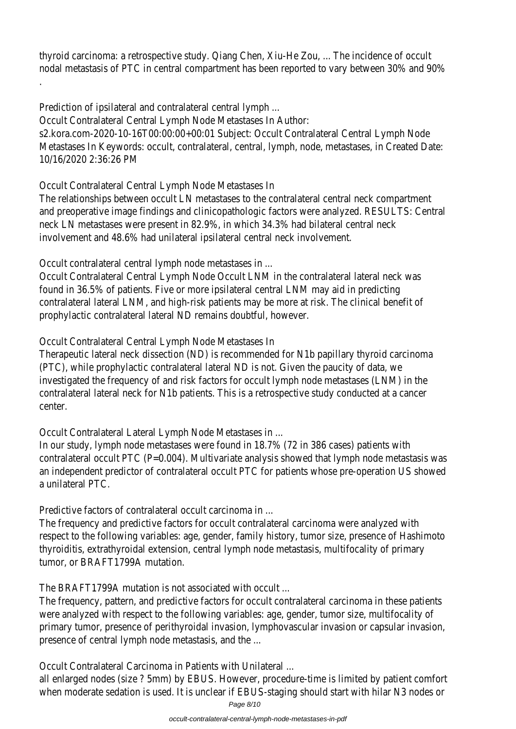thyroid carcinoma: a retrospective study. Qiang Chen, Xiu-He Zou, ... The incidence of occult nodal metastasis of PTC in central compartment has been reported to vary between 30% and 90% .

Prediction of ipsilateral and contralateral central lymph ...

Occult Contralateral Central Lymph Node Metastases In Author: s2.kora.com-2020-10-16T00:00:00+00:01 Subject: Occult Contralateral Central Lymph Node Metastases In Keywords: occult, contralateral, central, lymph, node, metastases, in Created Date: 10/16/2020 2:36:26 PM

Occult Contralateral Central Lymph Node Metastases In

The relationships between occult LN metastases to the contralateral central neck compartment and preoperative image findings and clinicopathologic factors were analyzed. RESULTS: Central neck LN metastases were present in 82.9%, in which 34.3% had bilateral central neck involvement and 48.6% had unilateral ipsilateral central neck involvement.

Occult contralateral central lymph node metastases in ...

Occult Contralateral Central Lymph Node Occult LNM in the contralateral lateral neck was found in 36.5% of patients. Five or more ipsilateral central LNM may aid in predicting contralateral lateral LNM, and high-risk patients may be more at risk. The clinical benefit of prophylactic contralateral lateral ND remains doubtful, however.

Occult Contralateral Central Lymph Node Metastases In

Therapeutic lateral neck dissection (ND) is recommended for N1b papillary thyroid carcinoma (PTC), while prophylactic contralateral lateral ND is not. Given the paucity of data, we investigated the frequency of and risk factors for occult lymph node metastases (LNM) in the contralateral lateral neck for N1b patients. This is a retrospective study conducted at a cancer center.

Occult Contralateral Lateral Lymph Node Metastases in ...

In our study, lymph node metastases were found in 18.7% (72 in 386 cases) patients with contralateral occult PTC (P=0.004). Multivariate analysis showed that lymph node metastasis was an independent predictor of contralateral occult PTC for patients whose pre-operation US showed a unilateral PTC.

Predictive factors of contralateral occult carcinoma in ...

The frequency and predictive factors for occult contralateral carcinoma were analyzed with respect to the following variables: age, gender, family history, tumor size, presence of Hashimoto thyroiditis, extrathyroidal extension, central lymph node metastasis, multifocality of primary tumor, or BRAFT1799A mutation.

The BRAFT1799A mutation is not associated with occult ...

The frequency, pattern, and predictive factors for occult contralateral carcinoma in these patients were analyzed with respect to the following variables: age, gender, tumor size, multifocality of primary tumor, presence of perithyroidal invasion, lymphovascular invasion or capsular invasion, presence of central lymph node metastasis, and the ...

Occult Contralateral Carcinoma in Patients with Unilateral ...

all enlarged nodes (size ? 5mm) by EBUS. However, procedure-time is limited by patient comfort when moderate sedation is used. It is unclear if EBUS-staging should start with hilar N3 nodes or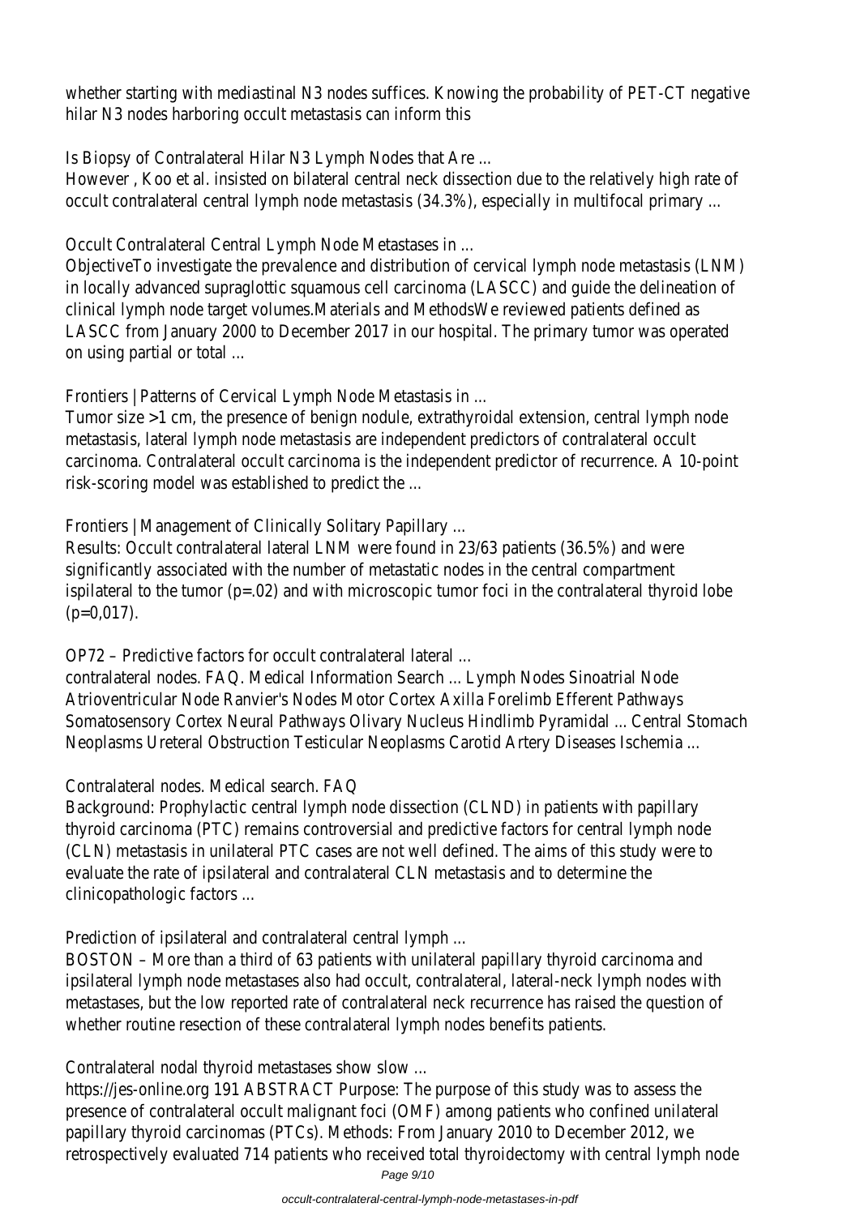whether starting with mediastinal N3 nodes suffices. Knowing the probability of PET-CT negative hilar N3 nodes harboring occult metastasis can inform this

Is Biopsy of Contralateral Hilar N3 Lymph Nodes that Are ...

However , Koo et al. insisted on bilateral central neck dissection due to the relatively high rate of occult contralateral central lymph node metastasis (34.3%), especially in multifocal primary ...

Occult Contralateral Central Lymph Node Metastases in ...

ObjectiveTo investigate the prevalence and distribution of cervical lymph node metastasis (LNM) in locally advanced supraglottic squamous cell carcinoma (LASCC) and guide the delineation of clinical lymph node target volumes.Materials and MethodsWe reviewed patients defined as LASCC from January 2000 to December 2017 in our hospital. The primary tumor was operated on using partial or total ...

Frontiers | Patterns of Cervical Lymph Node Metastasis in ...

Tumor size >1 cm, the presence of benign nodule, extrathyroidal extension, central lymph node metastasis, lateral lymph node metastasis are independent predictors of contralateral occult carcinoma. Contralateral occult carcinoma is the independent predictor of recurrence. A 10-point risk-scoring model was established to predict the ...

Frontiers | Management of Clinically Solitary Papillary ...

Results: Occult contralateral lateral LNM were found in 23/63 patients (36.5%) and were significantly associated with the number of metastatic nodes in the central compartment ispilateral to the tumor (p=.02) and with microscopic tumor foci in the contralateral thyroid lobe (p=0,017).

OP72 – Predictive factors for occult contralateral lateral ...

contralateral nodes. FAQ. Medical Information Search ... Lymph Nodes Sinoatrial Node Atrioventricular Node Ranvier's Nodes Motor Cortex Axilla Forelimb Efferent Pathways Somatosensory Cortex Neural Pathways Olivary Nucleus Hindlimb Pyramidal ... Central Stomach Neoplasms Ureteral Obstruction Testicular Neoplasms Carotid Artery Diseases Ischemia ...

Contralateral nodes. Medical search. FAQ

Background: Prophylactic central lymph node dissection (CLND) in patients with papillary thyroid carcinoma (PTC) remains controversial and predictive factors for central lymph node (CLN) metastasis in unilateral PTC cases are not well defined. The aims of this study were to evaluate the rate of ipsilateral and contralateral CLN metastasis and to determine the clinicopathologic factors ...

Prediction of ipsilateral and contralateral central lymph ...

BOSTON – More than a third of 63 patients with unilateral papillary thyroid carcinoma and ipsilateral lymph node metastases also had occult, contralateral, lateral-neck lymph nodes with metastases, but the low reported rate of contralateral neck recurrence has raised the question of whether routine resection of these contralateral lymph nodes benefits patients.

Contralateral nodal thyroid metastases show slow ...

https://jes-online.org 191 ABSTRACT Purpose: The purpose of this study was to assess the presence of contralateral occult malignant foci (OMF) among patients who confined unilateral papillary thyroid carcinomas (PTCs). Methods: From January 2010 to December 2012, we retrospectively evaluated 714 patients who received total thyroidectomy with central lymph node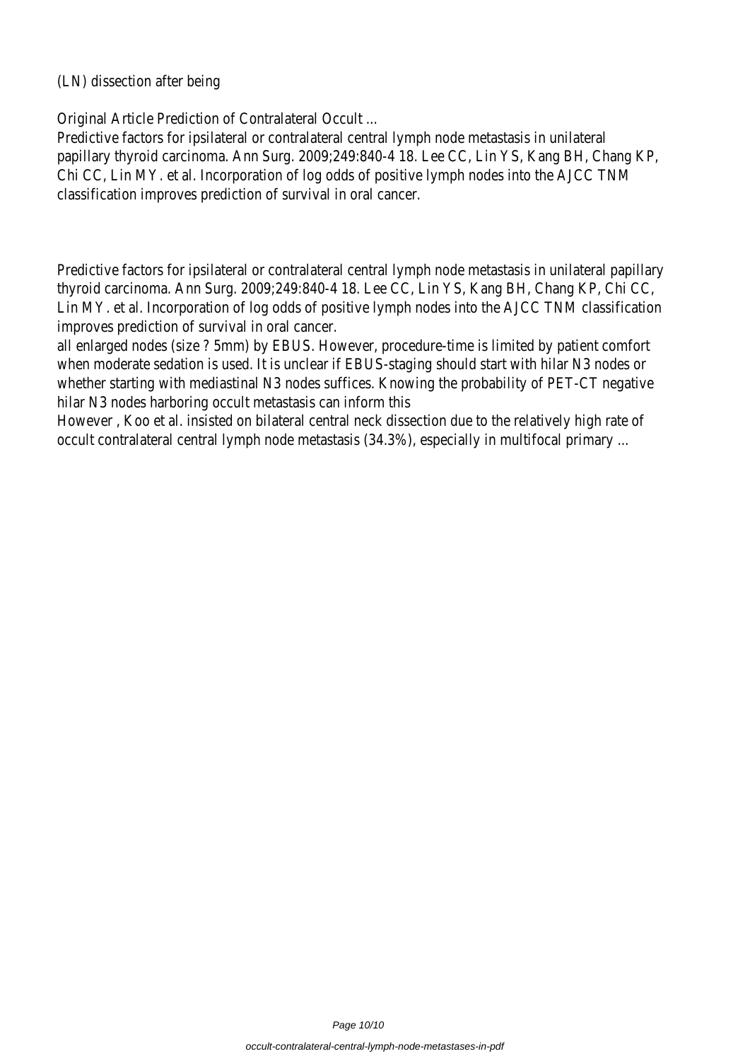(LN) dissection after being

Original Article Prediction of Contralateral Occult ...

Predictive factors for ipsilateral or contralateral central lymph node metastasis in unilateral papillary thyroid carcinoma. Ann Surg. 2009;249:840-4 18. Lee CC, Lin YS, Kang BH, Chang KP, Chi CC, Lin MY. et al. Incorporation of log odds of positive lymph nodes into the AJCC TNM classification improves prediction of survival in oral cancer.

Predictive factors for ipsilateral or contralateral central lymph node metastasis in unilateral papillary thyroid carcinoma. Ann Surg. 2009;249:840-4 18. Lee CC, Lin YS, Kang BH, Chang KP, Chi CC, Lin MY. et al. Incorporation of log odds of positive lymph nodes into the AJCC TNM classification improves prediction of survival in oral cancer.

all enlarged nodes (size ? 5mm) by EBUS. However, procedure-time is limited by patient comfort when moderate sedation is used. It is unclear if EBUS-staging should start with hilar N3 nodes or whether starting with mediastinal N3 nodes suffices. Knowing the probability of PET-CT negative hilar N3 nodes harboring occult metastasis can inform this

However , Koo et al. insisted on bilateral central neck dissection due to the relatively high rate of occult contralateral central lymph node metastasis (34.3%), especially in multifocal primary ...